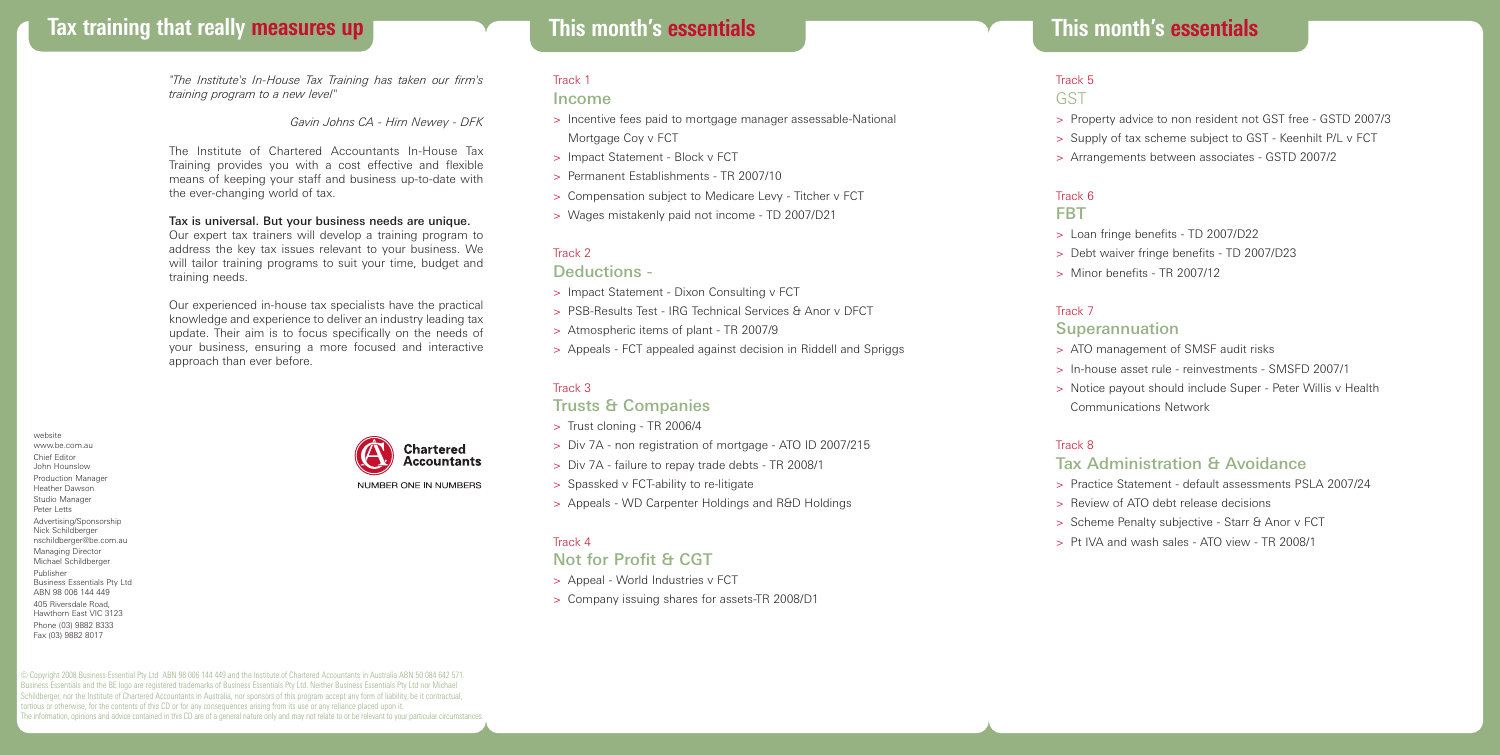# Tax training that really measures up

*"The Institute's In-House Tax Training has taken our firm's training program to a new level"*

*Gavin Johns CA - Hirn Newey - DFK*

The Institute of Chartered Accountants In-House Tax Training provides you with a cost effective and flexible means of keeping your staff and business up-to-date with the ever-changing world of tax.

**Tax is universal. But your business needs are unique.**
Our expert tax trainers will develop a training program to address the key tax issues relevant to your business. We will tailor training programs to suit your time, budget and training needs.

Our experienced in-house tax specialists have the practical knowledge and experience to deliver an industry leading tax update. Their aim is to focus specifically on the needs of your business, ensuring a more focused and interactive approach than ever before.

Chartered Accountants
NUMBER ONE IN NUMBERS

website
www.be.com.au
Chief Editor
John Hounslow
Production Manager
Heather Dawson
Studio Manager
Peter Letts
Advertising/Sponsorship
Nick Schildberger
nschildberger@be.com.au
Managing Director
Michael Schildberger
Publisher
Business Essentials Pty Ltd
ABN 98 006 144 449
405 Riversdale Road,
Hawthorn East VIC 3123
Phone (03) 9882 8333
Fax (03) 9882 8017

© Copyright 2008 Business Essential Pty Ltd ABN 98 006 144 449 and the Institute of Chartered Accountants in Australia ABN 50 084 642 571. Business Essentials and the BE logo are registered trademarks of Business Essentials Pty Ltd. Neither Business Essentials Pty Ltd nor Michael Schildberger, nor the Institute of Chartered Accountants in Australia, nor sponsors of this program accept any form of liability, be it contractual, tortious or otherwise, for the contents of this CD or for any consequences arising from its use or any reliance placed upon it. The information, opinions and advice contained in this CD are of a general nature only and may not relate to or be relevant to your particular circumstances.

# This month's essentials

Track 1

## Income

- Incentive fees paid to mortgage manager assessable-National Mortgage Coy v FCT
- Impact Statement - Block v FCT
- Permanent Establishments - TR 2007/10
- Compensation subject to Medicare Levy - Titcher v FCT
- Wages mistakenly paid not income - TD 2007/D21

Track 2

## Deductions -

- Impact Statement - Dixon Consulting v FCT
- PSB-Results Test - IRG Technical Services & Anor v DFCT
- Atmospheric items of plant - TR 2007/9
- Appeals - FCT appealed against decision in Riddell and Spriggs

Track 3

## Trusts & Companies

- Trust cloning - TR 2006/4
- Div 7A - non registration of mortgage - ATO ID 2007/215
- Div 7A - failure to repay trade debts - TR 2008/1
- Spassked v FCT-ability to re-litigate
- Appeals - WD Carpenter Holdings and R&D Holdings

Track 4

## Not for Profit & CGT

- Appeal - World Industries v FCT
- Company issuing shares for assets-TR 2008/D1

Track 5

## GST

- Property advice to non resident not GST free - GSTD 2007/3
- Supply of tax scheme subject to GST - Keenhilt P/L v FCT
- Arrangements between associates - GSTD 2007/2

Track 6

## FBT

- Loan fringe benefits - TD 2007/D22
- Debt waiver fringe benefits - TD 2007/D23
- Minor benefits - TR 2007/12

Track 7

## Superannuation

- ATO management of SMSF audit risks
- In-house asset rule - reinvestments - SMSFD 2007/1
- Notice payout should include Super - Peter Willis v Health Communications Network

Track 8

## Tax Administration & Avoidance

- Practice Statement - default assessments PSLA 2007/24
- Review of ATO debt release decisions
- Scheme Penalty subjective - Starr & Anor v FCT
- Pt IVA and wash sales - ATO view - TR 2008/1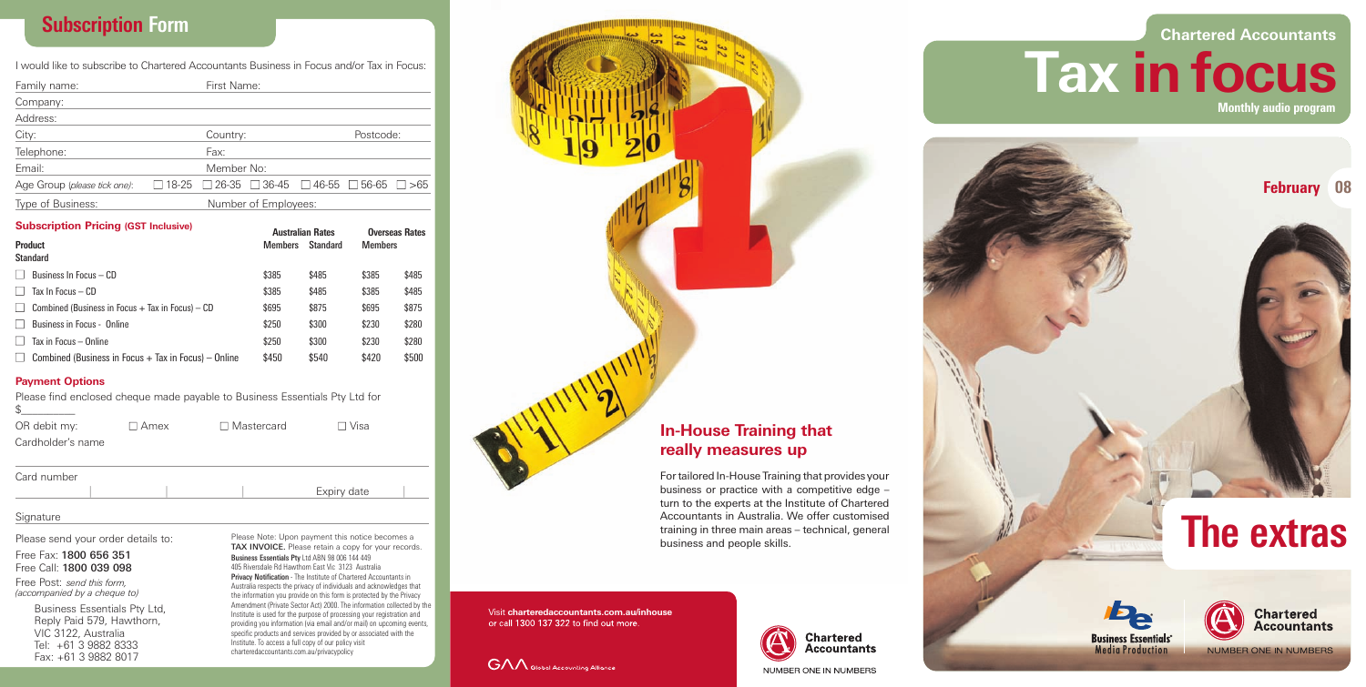## Subscription Form

I would like to subscribe to Chartered Accountants Business in Focus and/or Tax in Focus:

Family name: First Name:

Company:

Address:

City: Country: Postcode:

Telephone: Fax:

Email: Member No:

Age Group (*please tick one*): ☐ 18-25 ☐ 26-35 ☐ 36-45 ☐ 46-55 ☐ 56-65 ☐ >65

Type of Business: Number of Employees:

### Subscription Pricing (GST Inclusive)

| Product | Australian Rates | | Overseas Rates | |
|---|---|---|---|---|
| Standard | Members | Standard | Members | |
| ☐ Business In Focus – CD | $385 | $485 | $385 | $485 |
| ☐ Tax In Focus – CD | $385 | $485 | $385 | $485 |
| ☐ Combined (Business in Focus + Tax in Focus) – CD | $695 | $875 | $695 | $875 |
| ☐ Business in Focus - Online | $250 | $300 | $230 | $280 |
| ☐ Tax in Focus – Online | $250 | $300 | $230 | $280 |
| ☐ Combined (Business in Focus + Tax in Focus) – Online | $450 | $540 | $420 | $500 |

### Payment Options

Please find enclosed cheque made payable to Business Essentials Pty Ltd for $________

OR debit my: ☐ Amex ☐ Mastercard ☐ Visa

Cardholder's name

Card number

Expiry date

Signature

Please send your order details to:

Free Fax: 1800 656 351

Free Call: 1800 039 098

Free Post: *send this form, (accompanied by a cheque to)*

Business Essentials Pty Ltd,
Reply Paid 579, Hawthorn,
VIC 3122, Australia
Tel: +61 3 9882 8333
Fax: +61 3 9882 8017

Please Note: Upon payment this notice becomes a **TAX INVOICE.** Please retain a copy for your records.

**Business Essentials Pty** Ltd ABN 98 006 144 449
405 Riversdale Rd Hawthorn East Vic 3123 Australia

**Privacy Notification** - The Institute of Chartered Accountants in Australia respects the privacy of individuals and acknowledges that the information you provide on this form is protected by the Privacy Amendment (Private Sector Act) 2000. The information collected by the Institute is used for the purpose of processing your registration and providing you information (via email and/or mail) on upcoming events, specific products and services provided by or associated with the Institute. To access a full copy of our policy visit charteredaccountants.com.au/privacypolicy

## In-House Training that really measures up

For tailored In-House Training that provides your business or practice with a competitive edge – turn to the experts at the Institute of Chartered Accountants in Australia. We offer customised training in three main areas – technical, general business and people skills.

Visit **charteredaccountants.com.au/inhouse** or call 1300 137 322 to find out more.

Chartered Accountants

NUMBER ONE IN NUMBERS

GAA Global Accounting Alliance

# Chartered Accountants Tax in focus

**Monthly audio program**

**February 08**

# The extras

Business Essentials Media Production

Chartered Accountants

NUMBER ONE IN NUMBERS